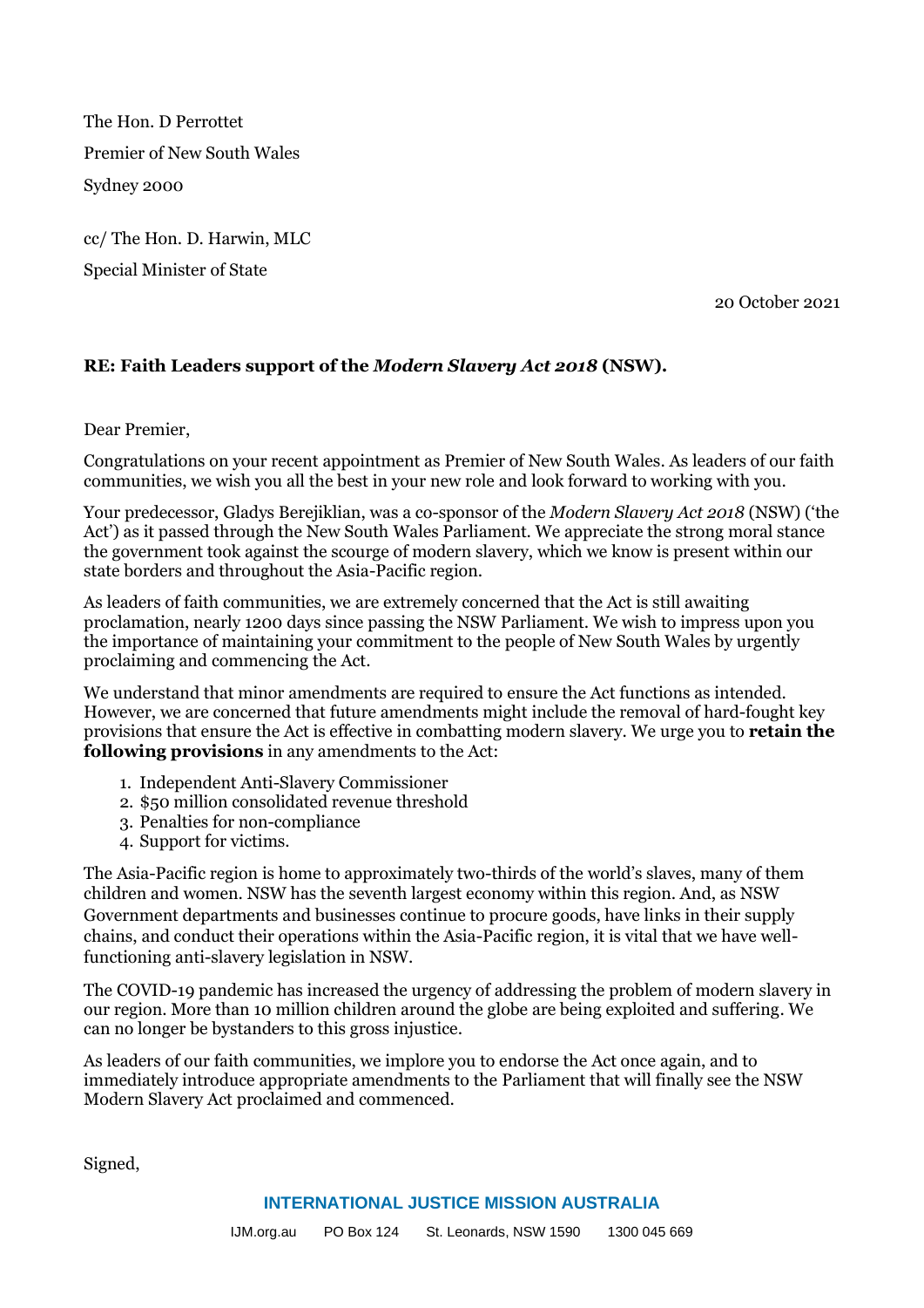The Hon. D Perrottet

Premier of New South Wales

Sydney 2000

cc/ The Hon. D. Harwin, MLC

Special Minister of State

20 October 2021

**RE: Faith Leaders support of the *Modern Slavery Act 2018* (NSW).**

Dear Premier,

Congratulations on your recent appointment as Premier of New South Wales. As leaders of our faith communities, we wish you all the best in your new role and look forward to working with you.

Your predecessor, Gladys Berejiklian, was a co-sponsor of the *Modern Slavery Act 2018* (NSW) ('the Act') as it passed through the New South Wales Parliament. We appreciate the strong moral stance the government took against the scourge of modern slavery, which we know is present within our state borders and throughout the Asia-Pacific region.

As leaders of faith communities, we are extremely concerned that the Act is still awaiting proclamation, nearly 1200 days since passing the NSW Parliament. We wish to impress upon you the importance of maintaining your commitment to the people of New South Wales by urgently proclaiming and commencing the Act.

We understand that minor amendments are required to ensure the Act functions as intended. However, we are concerned that future amendments might include the removal of hard-fought key provisions that ensure the Act is effective in combatting modern slavery. We urge you to **retain the following provisions** in any amendments to the Act:

1. Independent Anti-Slavery Commissioner
2. $50 million consolidated revenue threshold
3. Penalties for non-compliance
4. Support for victims.

The Asia-Pacific region is home to approximately two-thirds of the world's slaves, many of them children and women. NSW has the seventh largest economy within this region. And, as NSW Government departments and businesses continue to procure goods, have links in their supply chains, and conduct their operations within the Asia-Pacific region, it is vital that we have well-functioning anti-slavery legislation in NSW.

The COVID-19 pandemic has increased the urgency of addressing the problem of modern slavery in our region. More than 10 million children around the globe are being exploited and suffering. We can no longer be bystanders to this gross injustice.

As leaders of our faith communities, we implore you to endorse the Act once again, and to immediately introduce appropriate amendments to the Parliament that will finally see the NSW Modern Slavery Act proclaimed and commenced.

Signed,

**INTERNATIONAL JUSTICE MISSION AUSTRALIA**

IJM.org.au PO Box 124 St. Leonards, NSW 1590 1300 045 669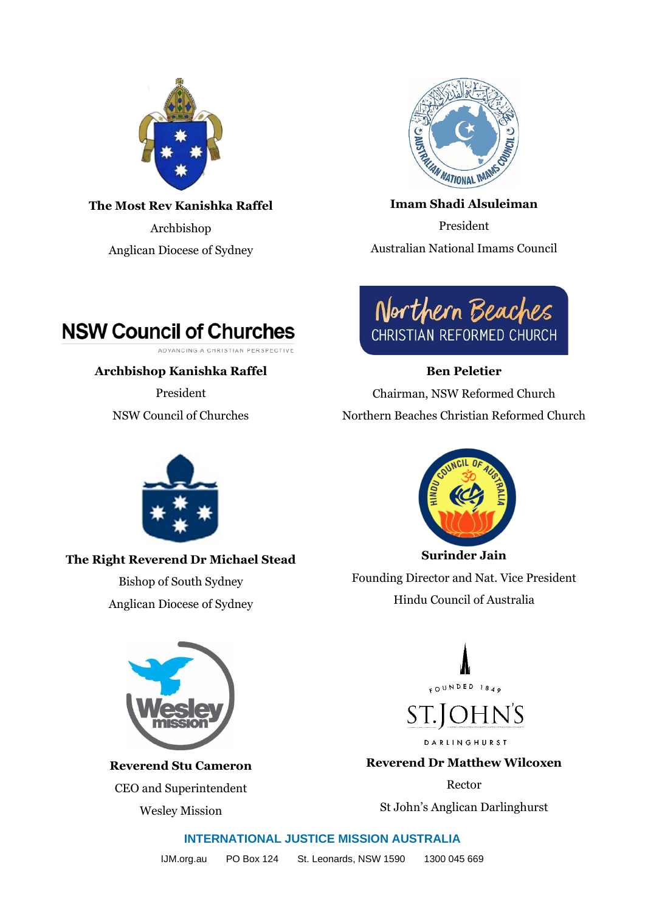**The Most Rev Kanishka Raffel**

Archbishop

Anglican Diocese of Sydney

**Imam Shadi Alsuleiman**

President

Australian National Imams Council

**Archbishop Kanishka Raffel**

President

NSW Council of Churches

**Ben Peletier**

Chairman, NSW Reformed Church

Northern Beaches Christian Reformed Church

**The Right Reverend Dr Michael Stead**

Bishop of South Sydney

Anglican Diocese of Sydney

**Surinder Jain**

Founding Director and Nat. Vice President

Hindu Council of Australia

**Reverend Stu Cameron**

CEO and Superintendent

Wesley Mission

**Reverend Dr Matthew Wilcoxen**

Rector

St John's Anglican Darlinghurst

**INTERNATIONAL JUSTICE MISSION AUSTRALIA**

IJM.org.au PO Box 124 St. Leonards, NSW 1590 1300 045 669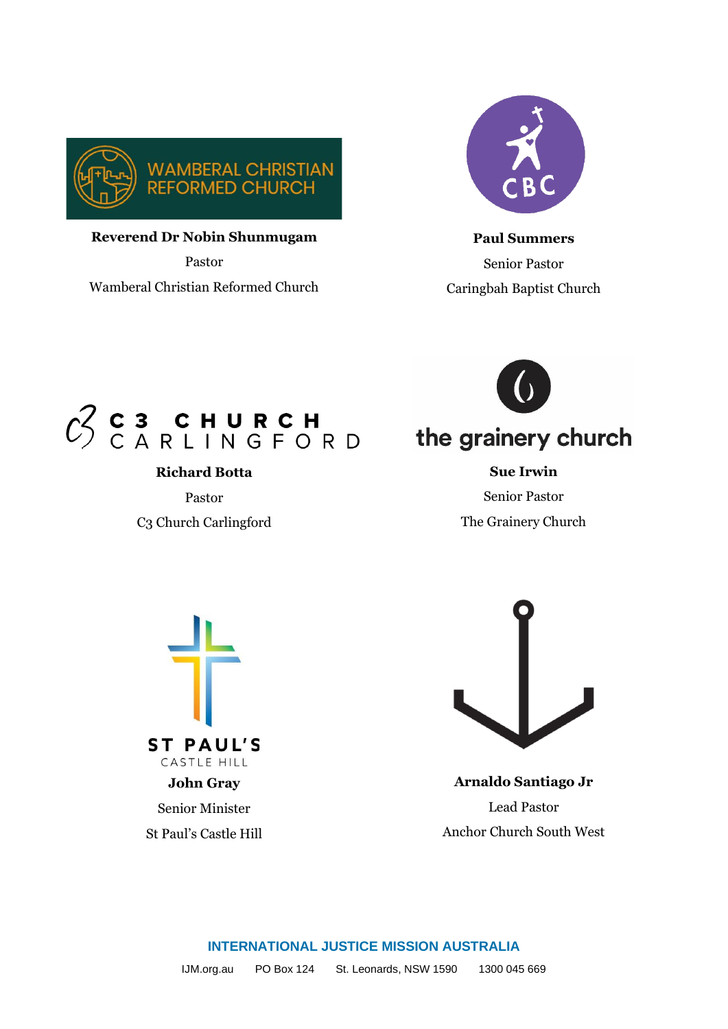**Reverend Dr Nobin Shunmugam**

Pastor

Wamberal Christian Reformed Church

**Paul Summers**

Senior Pastor

Caringbah Baptist Church

**Richard Botta**

Pastor

C3 Church Carlingford

**Sue Irwin**

Senior Pastor

The Grainery Church

**John Gray**

Senior Minister

St Paul's Castle Hill

**Arnaldo Santiago Jr**

Lead Pastor

Anchor Church South West

**INTERNATIONAL JUSTICE MISSION AUSTRALIA**

IJM.org.au PO Box 124 St. Leonards, NSW 1590 1300 045 669